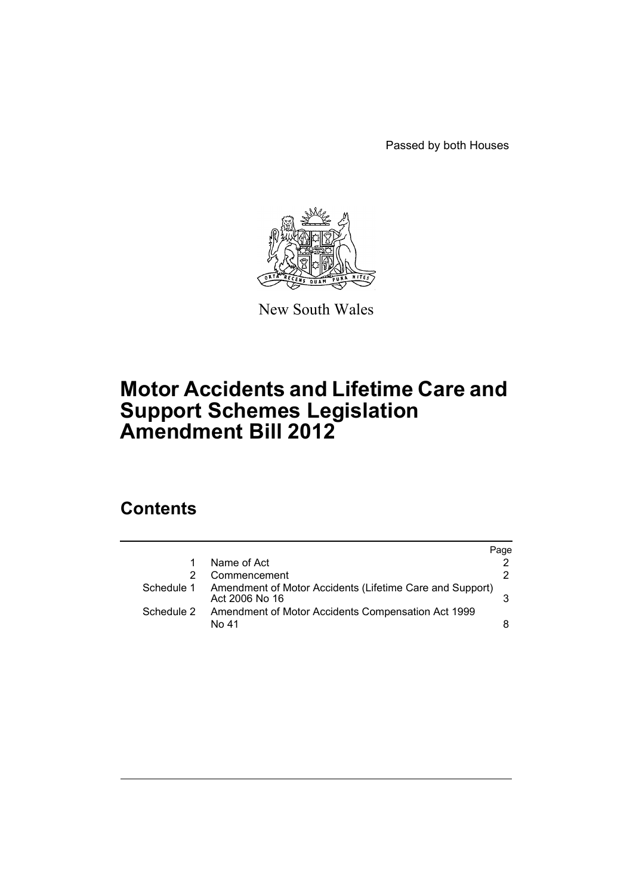Passed by both Houses

New South Wales

# Motor Accidents and Lifetime Care and Support Schemes Legislation Amendment Bill 2012

## Contents

| | | Page |
|---|---|---|
| 1 | Name of Act | 2 |
| 2 | Commencement | 2 |
| Schedule 1 | Amendment of Motor Accidents (Lifetime Care and Support) Act 2006 No 16 | 3 |
| Schedule 2 | Amendment of Motor Accidents Compensation Act 1999 No 41 | 8 |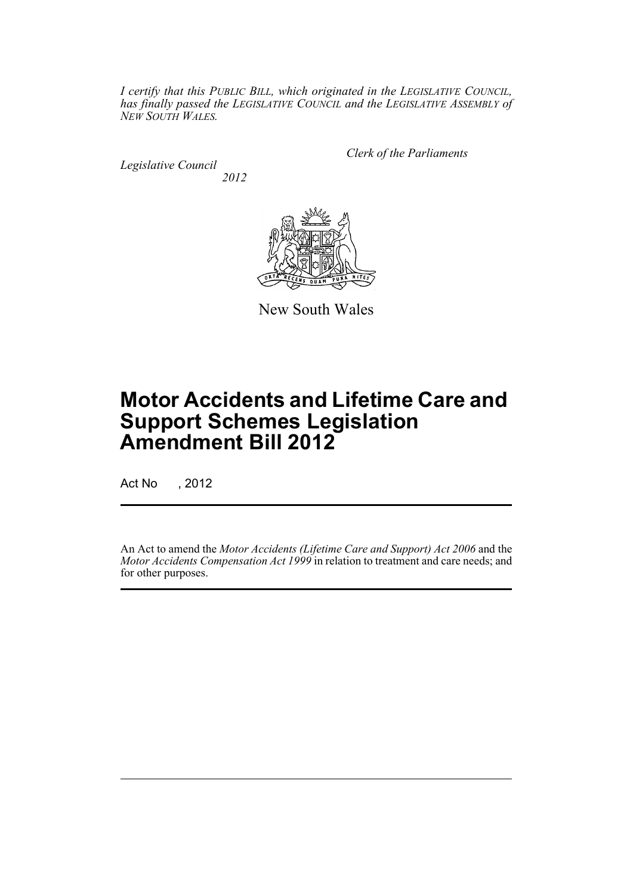*I certify that this PUBLIC BILL, which originated in the LEGISLATIVE COUNCIL, has finally passed the LEGISLATIVE COUNCIL and the LEGISLATIVE ASSEMBLY of NEW SOUTH WALES.*

*Clerk of the Parliaments*

*Legislative Council*

*2012*

New South Wales

# Motor Accidents and Lifetime Care and Support Schemes Legislation Amendment Bill 2012

Act No , 2012

An Act to amend the *Motor Accidents (Lifetime Care and Support) Act 2006* and the *Motor Accidents Compensation Act 1999* in relation to treatment and care needs; and for other purposes.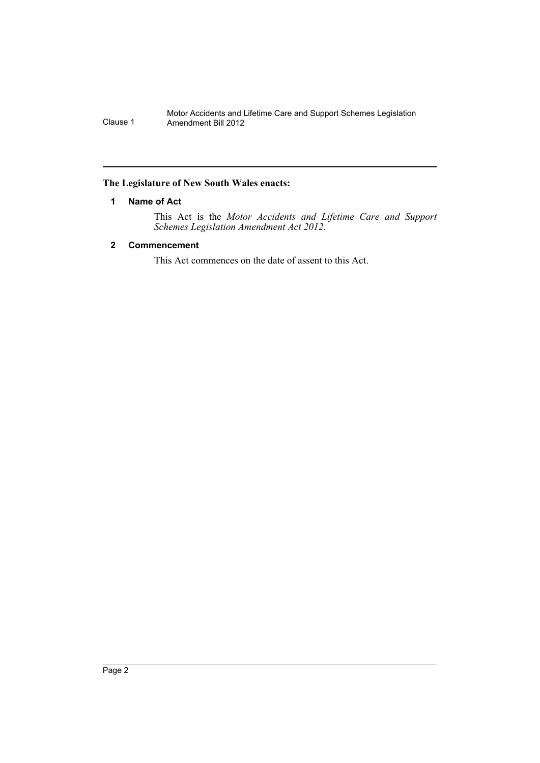**The Legislature of New South Wales enacts:**

### 1 Name of Act

This Act is the *Motor Accidents and Lifetime Care and Support Schemes Legislation Amendment Act 2012*.

### 2 Commencement

This Act commences on the date of assent to this Act.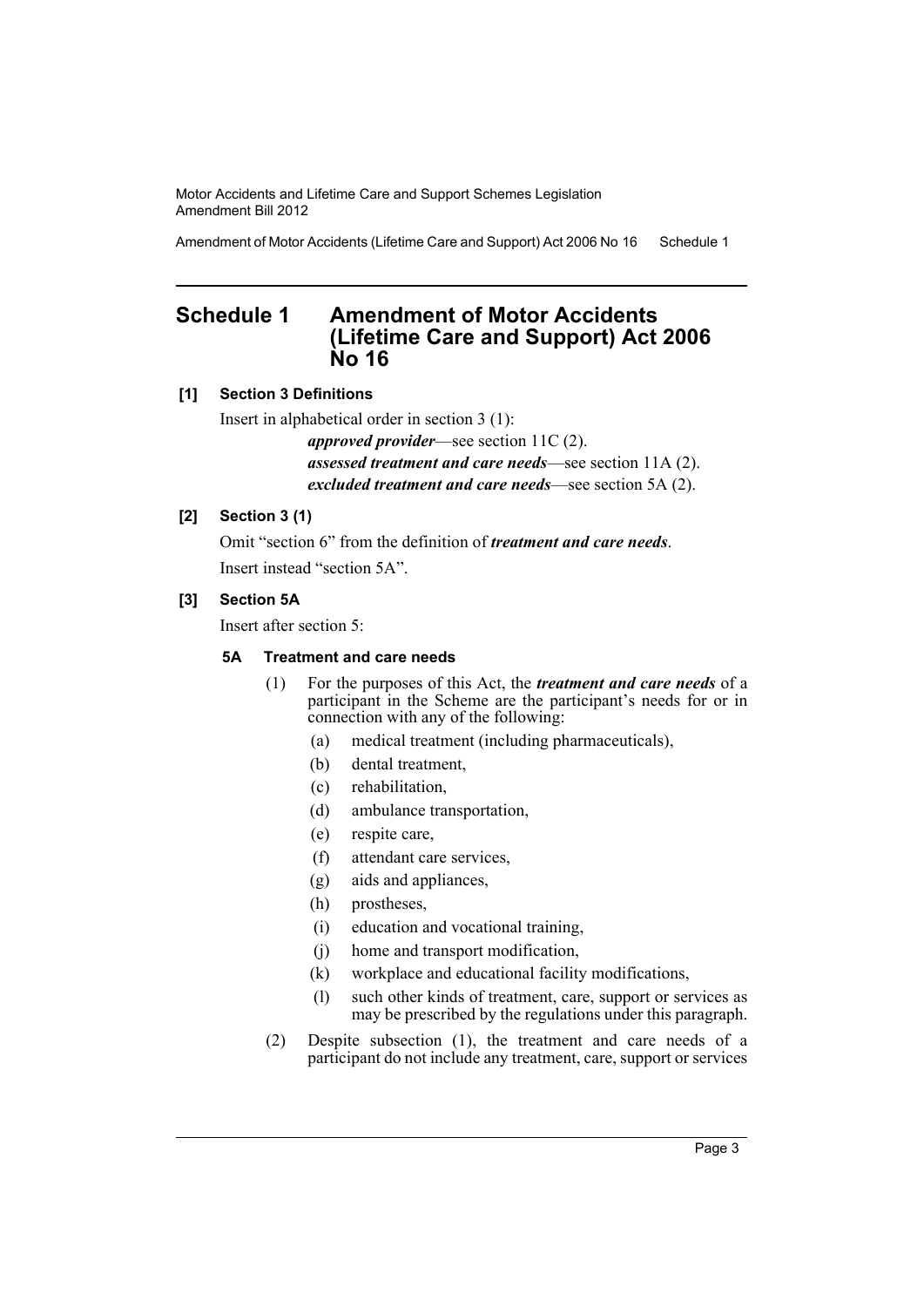## Schedule 1 Amendment of Motor Accidents (Lifetime Care and Support) Act 2006 No 16

### [1] Section 3 Definitions

Insert in alphabetical order in section 3 (1):

> ***approved provider***—see section 11C (2).
>
> ***assessed treatment and care needs***—see section 11A (2).
>
> ***excluded treatment and care needs***—see section 5A (2).

### [2] Section 3 (1)

Omit "section 6" from the definition of ***treatment and care needs***.

Insert instead "section 5A".

### [3] Section 5A

Insert after section 5:

#### 5A Treatment and care needs

(1) For the purposes of this Act, the ***treatment and care needs*** of a participant in the Scheme are the participant's needs for or in connection with any of the following:

- (a) medical treatment (including pharmaceuticals),
- (b) dental treatment,
- (c) rehabilitation,
- (d) ambulance transportation,
- (e) respite care,
- (f) attendant care services,
- (g) aids and appliances,
- (h) prostheses,
- (i) education and vocational training,
- (j) home and transport modification,
- (k) workplace and educational facility modifications,
- (l) such other kinds of treatment, care, support or services as may be prescribed by the regulations under this paragraph.

(2) Despite subsection (1), the treatment and care needs of a participant do not include any treatment, care, support or services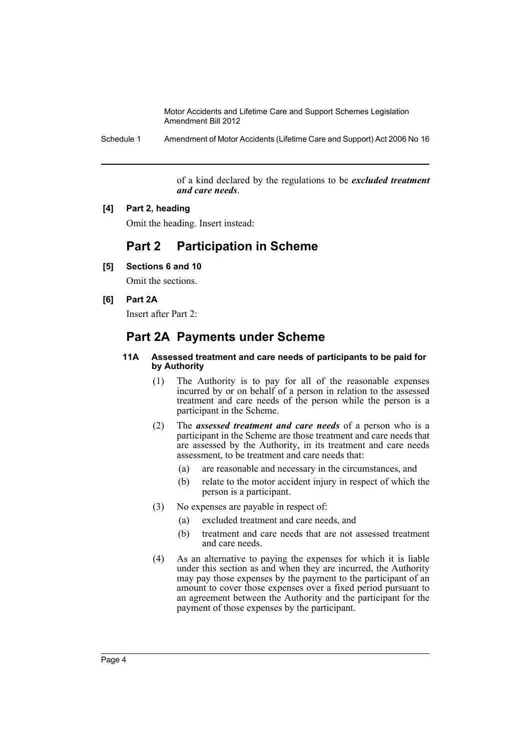of a kind declared by the regulations to be ***excluded treatment and care needs***.

**[4] Part 2, heading**

Omit the heading. Insert instead:

## Part 2 Participation in Scheme

**[5] Sections 6 and 10**

Omit the sections.

**[6] Part 2A**

Insert after Part 2:

## Part 2A Payments under Scheme

#### 11A Assessed treatment and care needs of participants to be paid for by Authority

(1) The Authority is to pay for all of the reasonable expenses incurred by or on behalf of a person in relation to the assessed treatment and care needs of the person while the person is a participant in the Scheme.

(2) The ***assessed treatment and care needs*** of a person who is a participant in the Scheme are those treatment and care needs that are assessed by the Authority, in its treatment and care needs assessment, to be treatment and care needs that:

- (a) are reasonable and necessary in the circumstances, and
- (b) relate to the motor accident injury in respect of which the person is a participant.

(3) No expenses are payable in respect of:

- (a) excluded treatment and care needs, and
- (b) treatment and care needs that are not assessed treatment and care needs.

(4) As an alternative to paying the expenses for which it is liable under this section as and when they are incurred, the Authority may pay those expenses by the payment to the participant of an amount to cover those expenses over a fixed period pursuant to an agreement between the Authority and the participant for the payment of those expenses by the participant.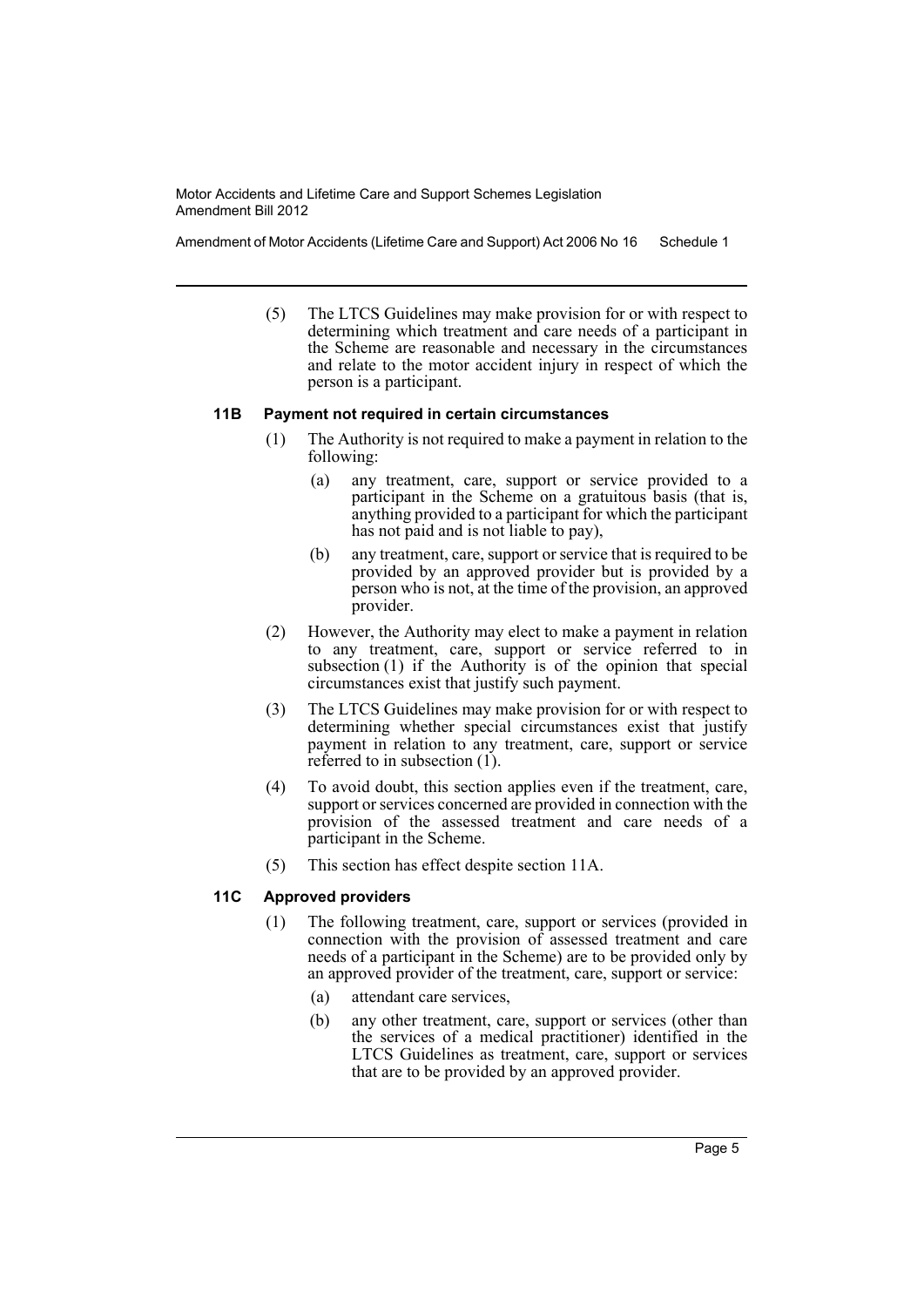(5) The LTCS Guidelines may make provision for or with respect to determining which treatment and care needs of a participant in the Scheme are reasonable and necessary in the circumstances and relate to the motor accident injury in respect of which the person is a participant.

### 11B Payment not required in certain circumstances

(1) The Authority is not required to make a payment in relation to the following:

- (a) any treatment, care, support or service provided to a participant in the Scheme on a gratuitous basis (that is, anything provided to a participant for which the participant has not paid and is not liable to pay),
- (b) any treatment, care, support or service that is required to be provided by an approved provider but is provided by a person who is not, at the time of the provision, an approved provider.

(2) However, the Authority may elect to make a payment in relation to any treatment, care, support or service referred to in subsection (1) if the Authority is of the opinion that special circumstances exist that justify such payment.

(3) The LTCS Guidelines may make provision for or with respect to determining whether special circumstances exist that justify payment in relation to any treatment, care, support or service referred to in subsection (1).

(4) To avoid doubt, this section applies even if the treatment, care, support or services concerned are provided in connection with the provision of the assessed treatment and care needs of a participant in the Scheme.

(5) This section has effect despite section 11A.

### 11C Approved providers

(1) The following treatment, care, support or services (provided in connection with the provision of assessed treatment and care needs of a participant in the Scheme) are to be provided only by an approved provider of the treatment, care, support or service:

- (a) attendant care services,
- (b) any other treatment, care, support or services (other than the services of a medical practitioner) identified in the LTCS Guidelines as treatment, care, support or services that are to be provided by an approved provider.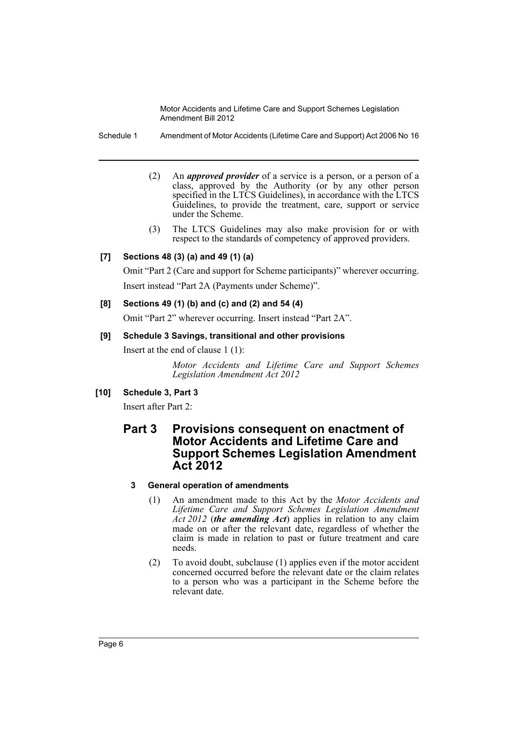(2) An ***approved provider*** of a service is a person, or a person of a class, approved by the Authority (or by any other person specified in the LTCS Guidelines), in accordance with the LTCS Guidelines, to provide the treatment, care, support or service under the Scheme.

(3) The LTCS Guidelines may also make provision for or with respect to the standards of competency of approved providers.

### [7] Sections 48 (3) (a) and 49 (1) (a)

Omit "Part 2 (Care and support for Scheme participants)" wherever occurring.

Insert instead "Part 2A (Payments under Scheme)".

### [8] Sections 49 (1) (b) and (c) and (2) and 54 (4)

Omit "Part 2" wherever occurring. Insert instead "Part 2A".

### [9] Schedule 3 Savings, transitional and other provisions

Insert at the end of clause 1 (1):

*Motor Accidents and Lifetime Care and Support Schemes Legislation Amendment Act 2012*

### [10] Schedule 3, Part 3

Insert after Part 2:

## Part 3 Provisions consequent on enactment of Motor Accidents and Lifetime Care and Support Schemes Legislation Amendment Act 2012

#### 3 General operation of amendments

(1) An amendment made to this Act by the *Motor Accidents and Lifetime Care and Support Schemes Legislation Amendment Act 2012* (***the amending Act***) applies in relation to any claim made on or after the relevant date, regardless of whether the claim is made in relation to past or future treatment and care needs.

(2) To avoid doubt, subclause (1) applies even if the motor accident concerned occurred before the relevant date or the claim relates to a person who was a participant in the Scheme before the relevant date.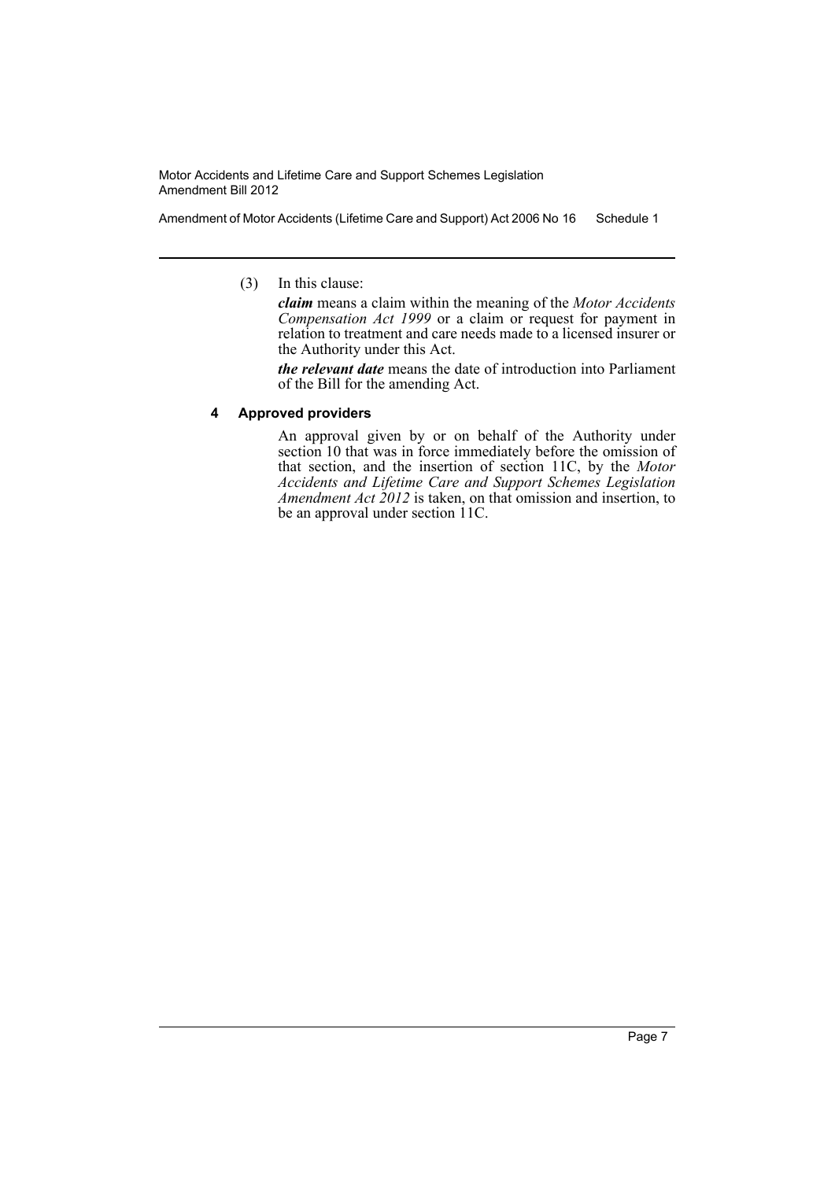(3) In this clause:

***claim*** means a claim within the meaning of the *Motor Accidents Compensation Act 1999* or a claim or request for payment in relation to treatment and care needs made to a licensed insurer or the Authority under this Act.

***the relevant date*** means the date of introduction into Parliament of the Bill for the amending Act.

### 4 Approved providers

An approval given by or on behalf of the Authority under section 10 that was in force immediately before the omission of that section, and the insertion of section 11C, by the *Motor Accidents and Lifetime Care and Support Schemes Legislation Amendment Act 2012* is taken, on that omission and insertion, to be an approval under section 11C.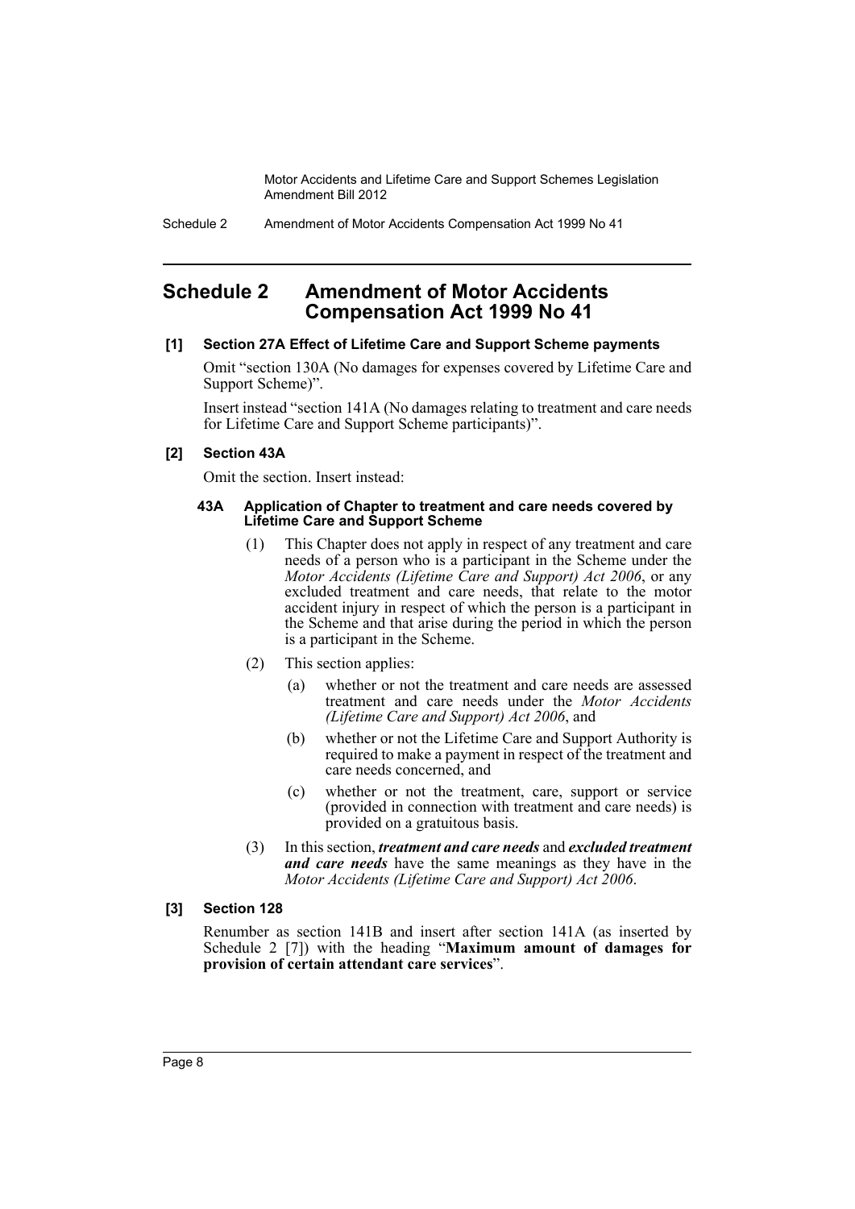# Schedule 2 Amendment of Motor Accidents Compensation Act 1999 No 41

**[1] Section 27A Effect of Lifetime Care and Support Scheme payments**

Omit "section 130A (No damages for expenses covered by Lifetime Care and Support Scheme)".

Insert instead "section 141A (No damages relating to treatment and care needs for Lifetime Care and Support Scheme participants)".

**[2] Section 43A**

Omit the section. Insert instead:

**43A Application of Chapter to treatment and care needs covered by Lifetime Care and Support Scheme**

(1) This Chapter does not apply in respect of any treatment and care needs of a person who is a participant in the Scheme under the *Motor Accidents (Lifetime Care and Support) Act 2006*, or any excluded treatment and care needs, that relate to the motor accident injury in respect of which the person is a participant in the Scheme and that arise during the period in which the person is a participant in the Scheme.

(2) This section applies:

(a) whether or not the treatment and care needs are assessed treatment and care needs under the *Motor Accidents (Lifetime Care and Support) Act 2006*, and

(b) whether or not the Lifetime Care and Support Authority is required to make a payment in respect of the treatment and care needs concerned, and

(c) whether or not the treatment, care, support or service (provided in connection with treatment and care needs) is provided on a gratuitous basis.

(3) In this section, ***treatment and care needs*** and ***excluded treatment and care needs*** have the same meanings as they have in the *Motor Accidents (Lifetime Care and Support) Act 2006*.

**[3] Section 128**

Renumber as section 141B and insert after section 141A (as inserted by Schedule 2 [7]) with the heading "**Maximum amount of damages for provision of certain attendant care services**".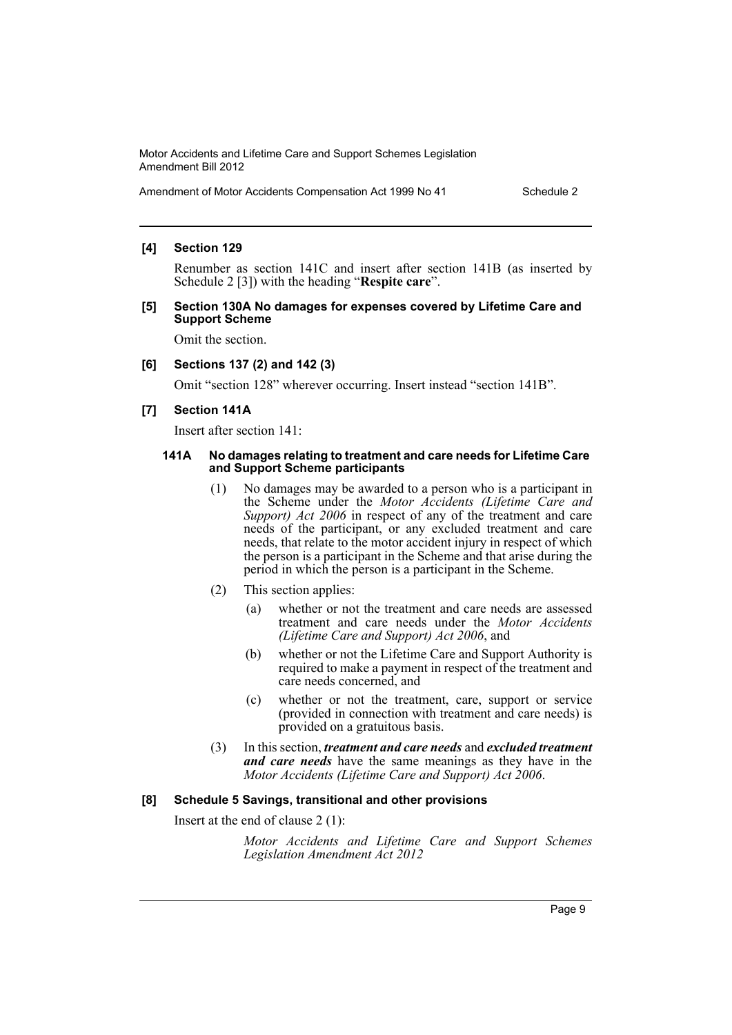**[4] Section 129**

Renumber as section 141C and insert after section 141B (as inserted by Schedule 2 [3]) with the heading "**Respite care**".

**[5] Section 130A No damages for expenses covered by Lifetime Care and Support Scheme**

Omit the section.

**[6] Sections 137 (2) and 142 (3)**

Omit "section 128" wherever occurring. Insert instead "section 141B".

**[7] Section 141A**

Insert after section 141:

**141A No damages relating to treatment and care needs for Lifetime Care and Support Scheme participants**

(1) No damages may be awarded to a person who is a participant in the Scheme under the *Motor Accidents (Lifetime Care and Support) Act 2006* in respect of any of the treatment and care needs of the participant, or any excluded treatment and care needs, that relate to the motor accident injury in respect of which the person is a participant in the Scheme and that arise during the period in which the person is a participant in the Scheme.

(2) This section applies:

(a) whether or not the treatment and care needs are assessed treatment and care needs under the *Motor Accidents (Lifetime Care and Support) Act 2006*, and

(b) whether or not the Lifetime Care and Support Authority is required to make a payment in respect of the treatment and care needs concerned, and

(c) whether or not the treatment, care, support or service (provided in connection with treatment and care needs) is provided on a gratuitous basis.

(3) In this section, ***treatment and care needs*** and ***excluded treatment and care needs*** have the same meanings as they have in the *Motor Accidents (Lifetime Care and Support) Act 2006*.

**[8] Schedule 5 Savings, transitional and other provisions**

Insert at the end of clause 2 (1):

*Motor Accidents and Lifetime Care and Support Schemes Legislation Amendment Act 2012*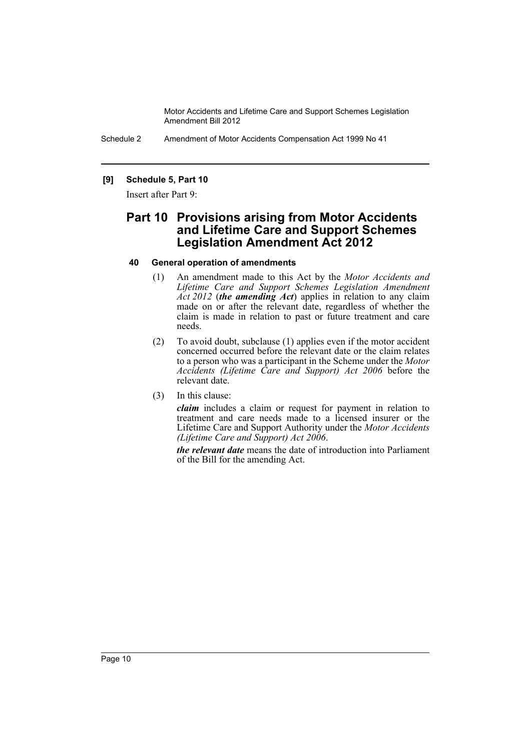**[9] Schedule 5, Part 10**

Insert after Part 9:

## Part 10 Provisions arising from Motor Accidents and Lifetime Care and Support Schemes Legislation Amendment Act 2012

### 40 General operation of amendments

(1) An amendment made to this Act by the *Motor Accidents and Lifetime Care and Support Schemes Legislation Amendment Act 2012* (***the amending Act***) applies in relation to any claim made on or after the relevant date, regardless of whether the claim is made in relation to past or future treatment and care needs.

(2) To avoid doubt, subclause (1) applies even if the motor accident concerned occurred before the relevant date or the claim relates to a person who was a participant in the Scheme under the *Motor Accidents (Lifetime Care and Support) Act 2006* before the relevant date.

(3) In this clause:

***claim*** includes a claim or request for payment in relation to treatment and care needs made to a licensed insurer or the Lifetime Care and Support Authority under the *Motor Accidents (Lifetime Care and Support) Act 2006*.

***the relevant date*** means the date of introduction into Parliament of the Bill for the amending Act.